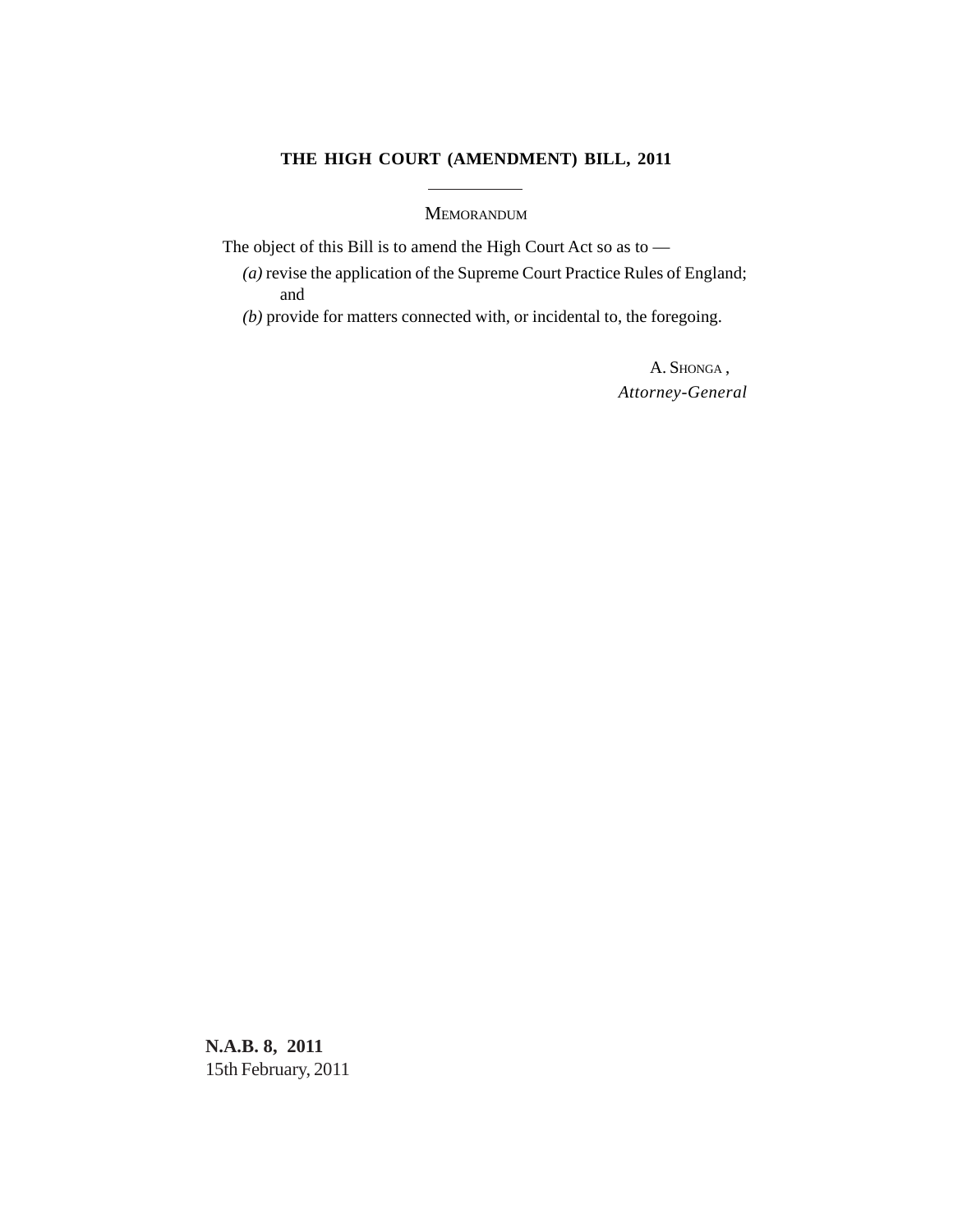# THE HIGH COURT (AMENDMENT) BILL, 2011

---

MEMORANDUM

The object of this Bill is to amend the High Court Act so as to —

*(a)* revise the application of the Supreme Court Practice Rules of England; and

*(b)* provide for matters connected with, or incidental to, the foregoing.

A. SHONGA ,
*Attorney-General*

**N.A.B. 8, 2011**
15th February, 2011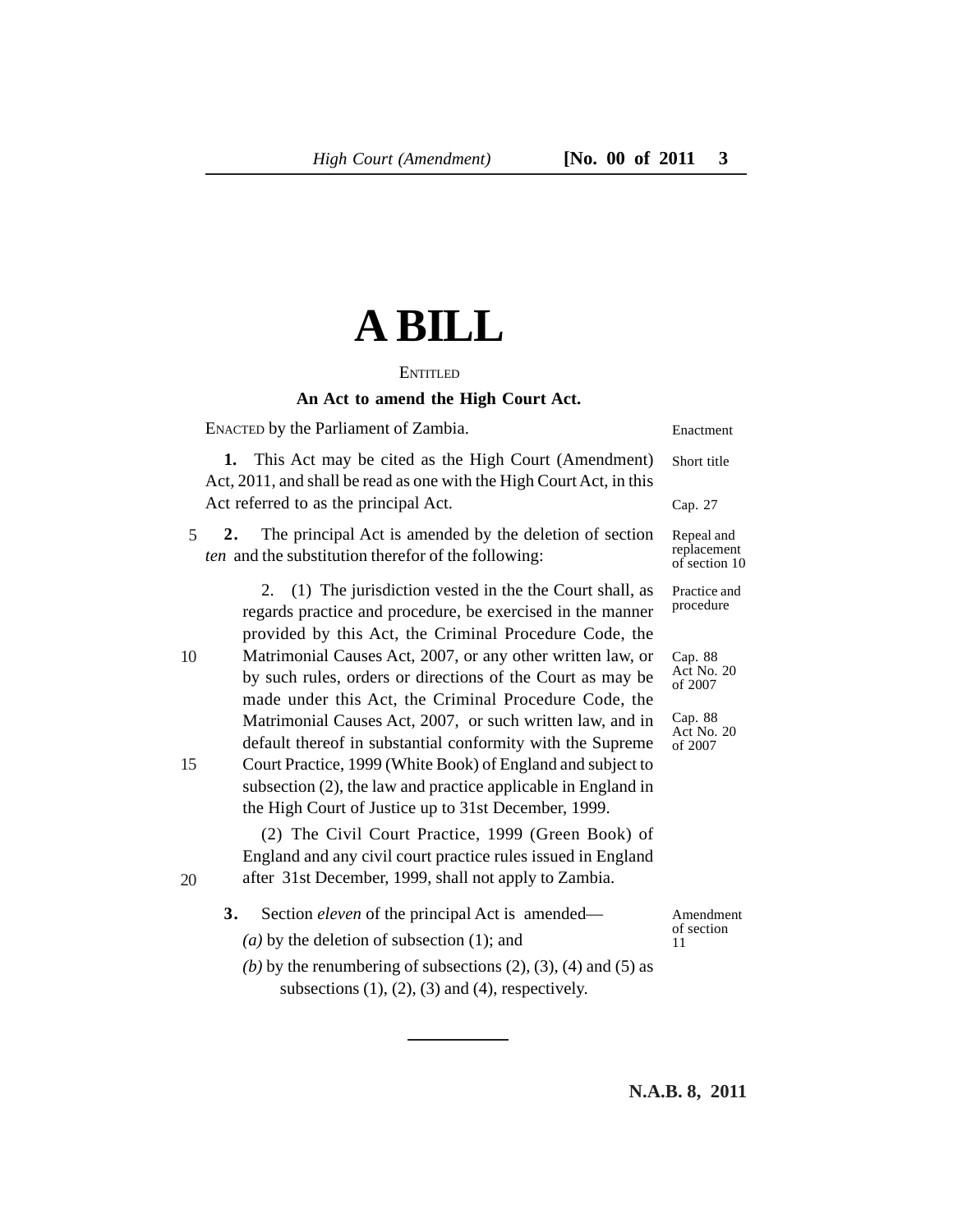# A BILL

ENTITLED

**An Act to amend the High Court Act.**

ENACTED by the Parliament of Zambia. Enactment

**1.** This Act may be cited as the High Court (Amendment) Act, 2011, and shall be read as one with the High Court Act, in this Act referred to as the principal Act.

Short title

Cap. 27

**2.** The principal Act is amended by the deletion of section *ten* and the substitution therefor of the following:

Repeal and replacement of section 10

2. (1) The jurisdiction vested in the the Court shall, as regards practice and procedure, be exercised in the manner provided by this Act, the Criminal Procedure Code, the Matrimonial Causes Act, 2007, or any other written law, or by such rules, orders or directions of the Court as may be made under this Act, the Criminal Procedure Code, the Matrimonial Causes Act, 2007, or such written law, and in default thereof in substantial conformity with the Supreme Court Practice, 1999 (White Book) of England and subject to subsection (2), the law and practice applicable in England in the High Court of Justice up to 31st December, 1999.

Practice and procedure

Cap. 88 Act No. 20 of 2007

Cap. 88 Act No. 20 of 2007

(2) The Civil Court Practice, 1999 (Green Book) of England and any civil court practice rules issued in England after 31st December, 1999, shall not apply to Zambia.

**3.** Section *eleven* of the principal Act is amended—

Amendment of section 11

*(a)* by the deletion of subsection (1); and

*(b)* by the renumbering of subsections (2), (3), (4) and (5) as subsections (1), (2), (3) and (4), respectively.

**N.A.B. 8, 2011**